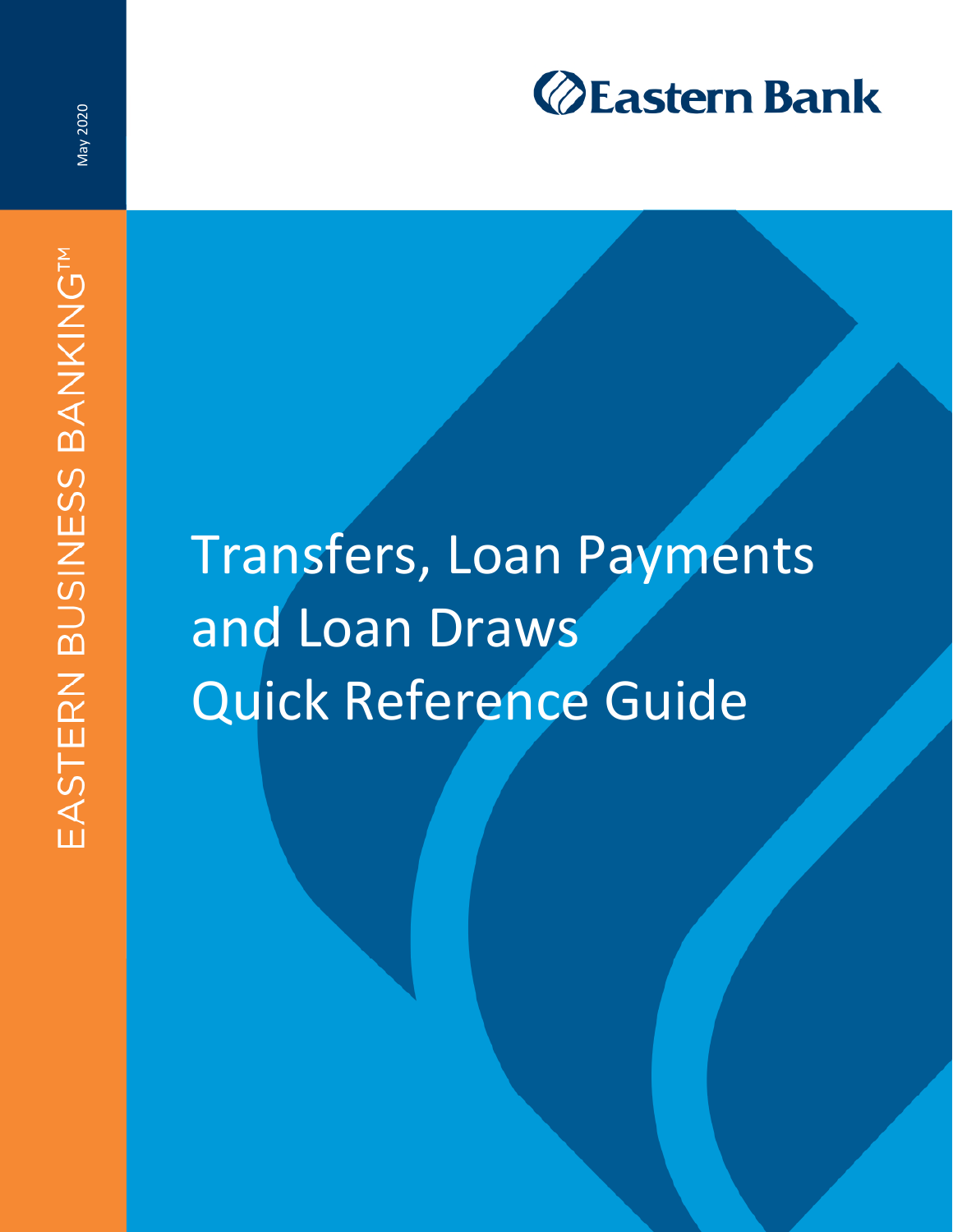Eastern Bank

May 2020

EASTERN BUSINESS BANKING™

# Transfers, Loan Payments and Loan Draws Quick Reference Guide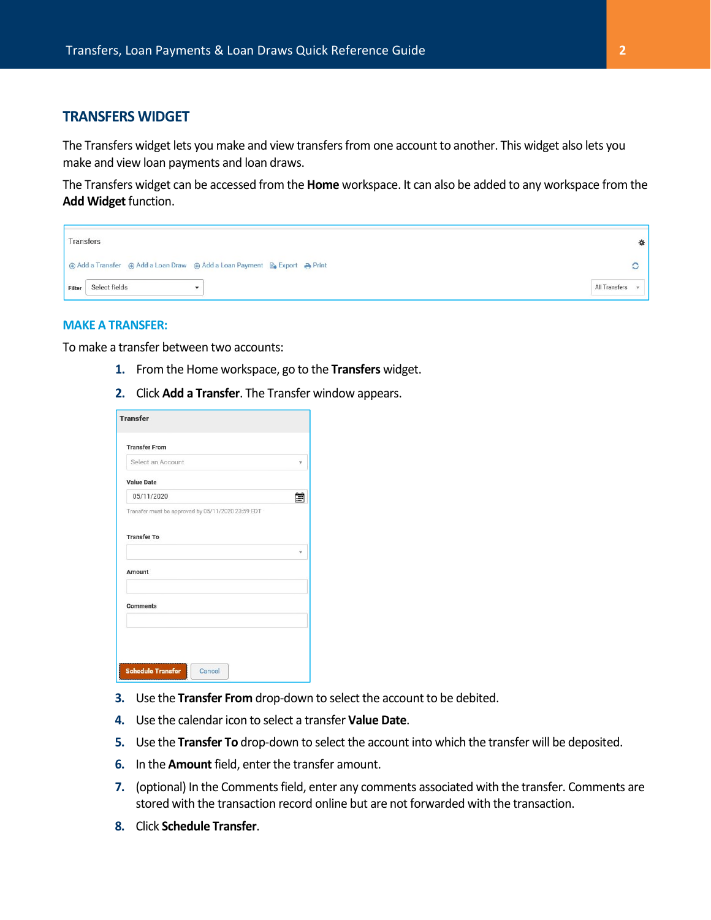## TRANSFERS WIDGET

The Transfers widget lets you make and view transfers from one account to another. This widget also lets you make and view loan payments and loan draws.

The Transfers widget can be accessed from the **Home** workspace. It can also be added to any workspace from the **Add Widget** function.

### MAKE A TRANSFER:

To make a transfer between two accounts:

1. From the Home workspace, go to the **Transfers** widget.
2. Click **Add a Transfer**. The Transfer window appears.
3. Use the **Transfer From** drop-down to select the account to be debited.
4. Use the calendar icon to select a transfer **Value Date**.
5. Use the **Transfer To** drop-down to select the account into which the transfer will be deposited.
6. In the **Amount** field, enter the transfer amount.
7. (optional) In the Comments field, enter any comments associated with the transfer. Comments are stored with the transaction record online but are not forwarded with the transaction.
8. Click **Schedule Transfer**.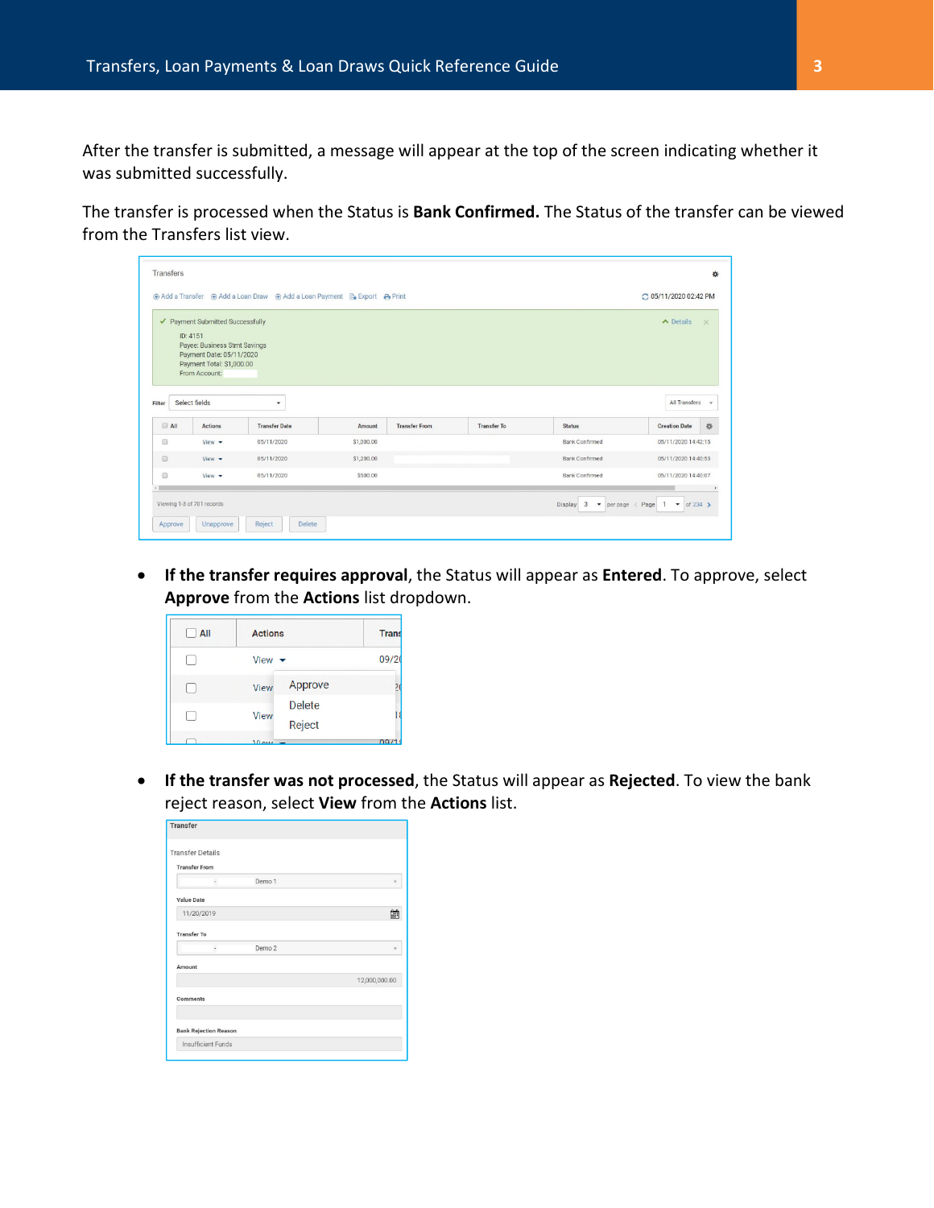After the transfer is submitted, a message will appear at the top of the screen indicating whether it was submitted successfully.

The transfer is processed when the Status is **Bank Confirmed.** The Status of the transfer can be viewed from the Transfers list view.

- **If the transfer requires approval**, the Status will appear as **Entered**. To approve, select **Approve** from the **Actions** list dropdown.

- **If the transfer was not processed**, the Status will appear as **Rejected**. To view the bank reject reason, select **View** from the **Actions** list.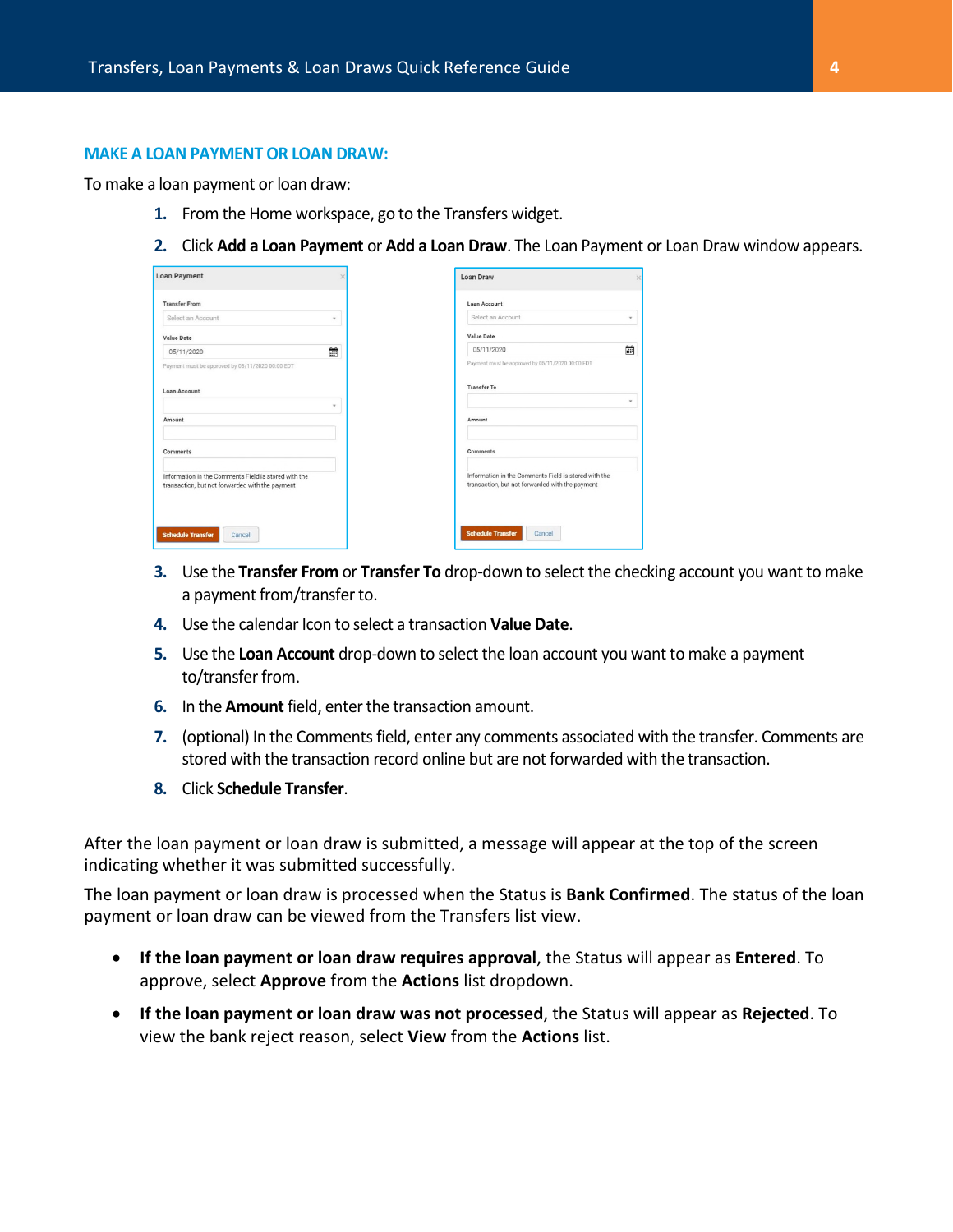## MAKE A LOAN PAYMENT OR LOAN DRAW:

To make a loan payment or loan draw:

1. From the Home workspace, go to the Transfers widget.
2. Click **Add a Loan Payment** or **Add a Loan Draw**. The Loan Payment or Loan Draw window appears.
3. Use the **Transfer From** or **Transfer To** drop-down to select the checking account you want to make a payment from/transfer to.
4. Use the calendar Icon to select a transaction **Value Date**.
5. Use the **Loan Account** drop-down to select the loan account you want to make a payment to/transfer from.
6. In the **Amount** field, enter the transaction amount.
7. (optional) In the Comments field, enter any comments associated with the transfer. Comments are stored with the transaction record online but are not forwarded with the transaction.
8. Click **Schedule Transfer**.

After the loan payment or loan draw is submitted, a message will appear at the top of the screen indicating whether it was submitted successfully.

The loan payment or loan draw is processed when the Status is **Bank Confirmed**. The status of the loan payment or loan draw can be viewed from the Transfers list view.

- **If the loan payment or loan draw requires approval**, the Status will appear as **Entered**. To approve, select **Approve** from the **Actions** list dropdown.
- **If the loan payment or loan draw was not processed**, the Status will appear as **Rejected**. To view the bank reject reason, select **View** from the **Actions** list.